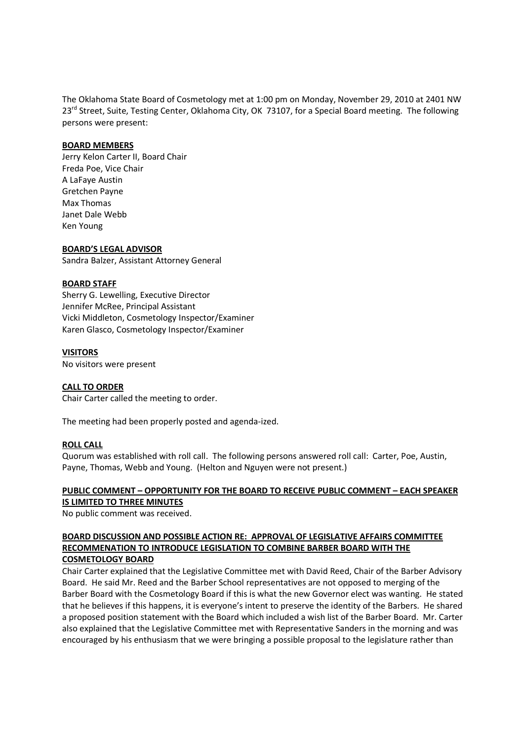The Oklahoma State Board of Cosmetology met at 1:00 pm on Monday, November 29, 2010 at 2401 NW 23rd Street, Suite, Testing Center, Oklahoma City, OK 73107, for a Special Board meeting. The following persons were present:

**BOARD MEMBERS**

Jerry Kelon Carter II, Board Chair
Freda Poe, Vice Chair
A LaFaye Austin
Gretchen Payne
Max Thomas
Janet Dale Webb
Ken Young

**BOARD'S LEGAL ADVISOR**

Sandra Balzer, Assistant Attorney General

**BOARD STAFF**

Sherry G. Lewelling, Executive Director
Jennifer McRee, Principal Assistant
Vicki Middleton, Cosmetology Inspector/Examiner
Karen Glasco, Cosmetology Inspector/Examiner

**VISITORS**

No visitors were present

**CALL TO ORDER**

Chair Carter called the meeting to order.

The meeting had been properly posted and agenda-ized.

**ROLL CALL**

Quorum was established with roll call. The following persons answered roll call: Carter, Poe, Austin, Payne, Thomas, Webb and Young. (Helton and Nguyen were not present.)

**PUBLIC COMMENT – OPPORTUNITY FOR THE BOARD TO RECEIVE PUBLIC COMMENT – EACH SPEAKER IS LIMITED TO THREE MINUTES**

No public comment was received.

**BOARD DISCUSSION AND POSSIBLE ACTION RE: APPROVAL OF LEGISLATIVE AFFAIRS COMMITTEE RECOMMENATION TO INTRODUCE LEGISLATION TO COMBINE BARBER BOARD WITH THE COSMETOLOGY BOARD**

Chair Carter explained that the Legislative Committee met with David Reed, Chair of the Barber Advisory Board. He said Mr. Reed and the Barber School representatives are not opposed to merging of the Barber Board with the Cosmetology Board if this is what the new Governor elect was wanting. He stated that he believes if this happens, it is everyone's intent to preserve the identity of the Barbers. He shared a proposed position statement with the Board which included a wish list of the Barber Board. Mr. Carter also explained that the Legislative Committee met with Representative Sanders in the morning and was encouraged by his enthusiasm that we were bringing a possible proposal to the legislature rather than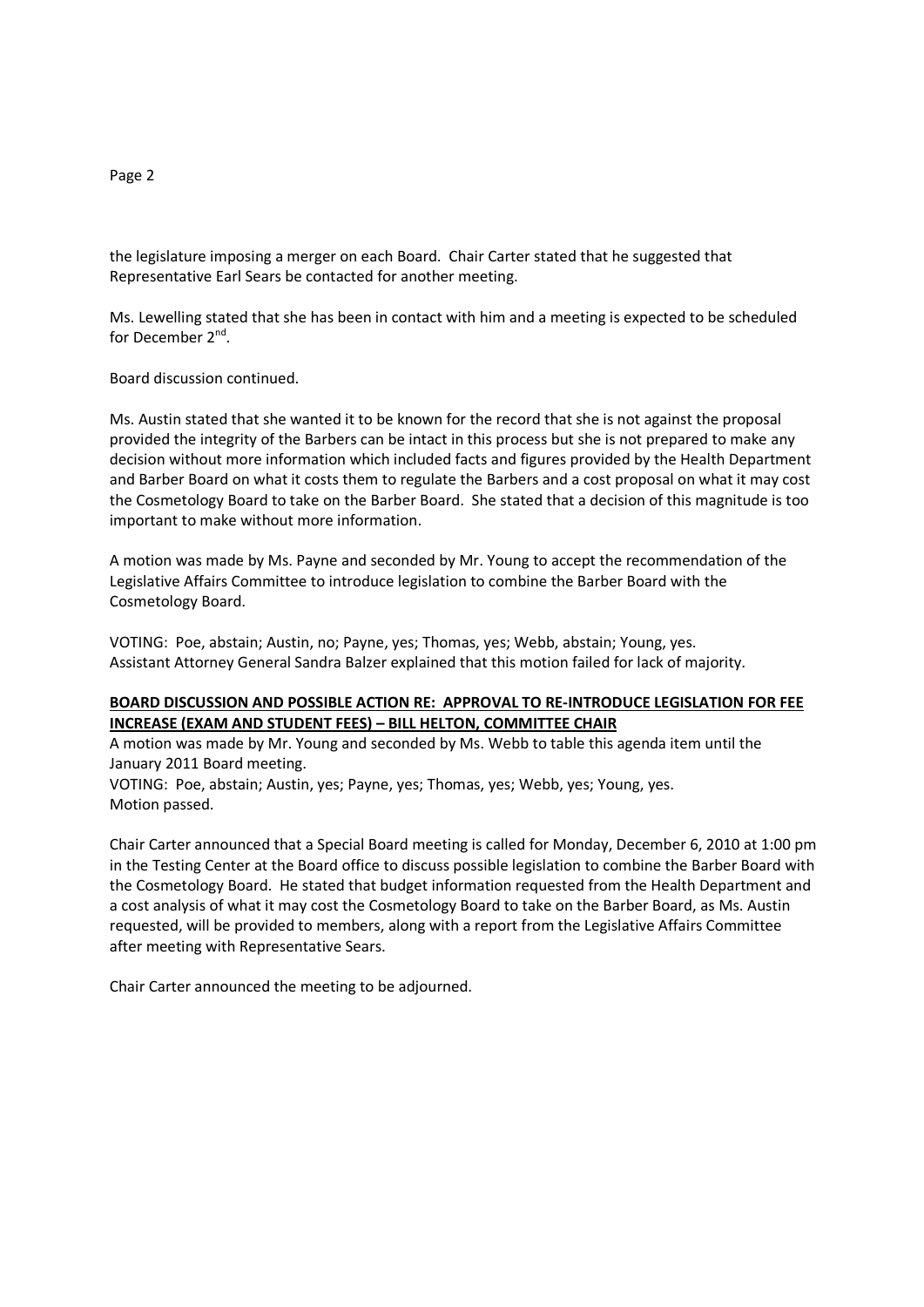the legislature imposing a merger on each Board. Chair Carter stated that he suggested that Representative Earl Sears be contacted for another meeting.

Ms. Lewelling stated that she has been in contact with him and a meeting is expected to be scheduled for December 2nd.

Board discussion continued.

Ms. Austin stated that she wanted it to be known for the record that she is not against the proposal provided the integrity of the Barbers can be intact in this process but she is not prepared to make any decision without more information which included facts and figures provided by the Health Department and Barber Board on what it costs them to regulate the Barbers and a cost proposal on what it may cost the Cosmetology Board to take on the Barber Board. She stated that a decision of this magnitude is too important to make without more information.

A motion was made by Ms. Payne and seconded by Mr. Young to accept the recommendation of the Legislative Affairs Committee to introduce legislation to combine the Barber Board with the Cosmetology Board.

VOTING: Poe, abstain; Austin, no; Payne, yes; Thomas, yes; Webb, abstain; Young, yes.
Assistant Attorney General Sandra Balzer explained that this motion failed for lack of majority.

**BOARD DISCUSSION AND POSSIBLE ACTION RE: APPROVAL TO RE-INTRODUCE LEGISLATION FOR FEE INCREASE (EXAM AND STUDENT FEES) – BILL HELTON, COMMITTEE CHAIR**

A motion was made by Mr. Young and seconded by Ms. Webb to table this agenda item until the January 2011 Board meeting.
VOTING: Poe, abstain; Austin, yes; Payne, yes; Thomas, yes; Webb, yes; Young, yes.
Motion passed.

Chair Carter announced that a Special Board meeting is called for Monday, December 6, 2010 at 1:00 pm in the Testing Center at the Board office to discuss possible legislation to combine the Barber Board with the Cosmetology Board. He stated that budget information requested from the Health Department and a cost analysis of what it may cost the Cosmetology Board to take on the Barber Board, as Ms. Austin requested, will be provided to members, along with a report from the Legislative Affairs Committee after meeting with Representative Sears.

Chair Carter announced the meeting to be adjourned.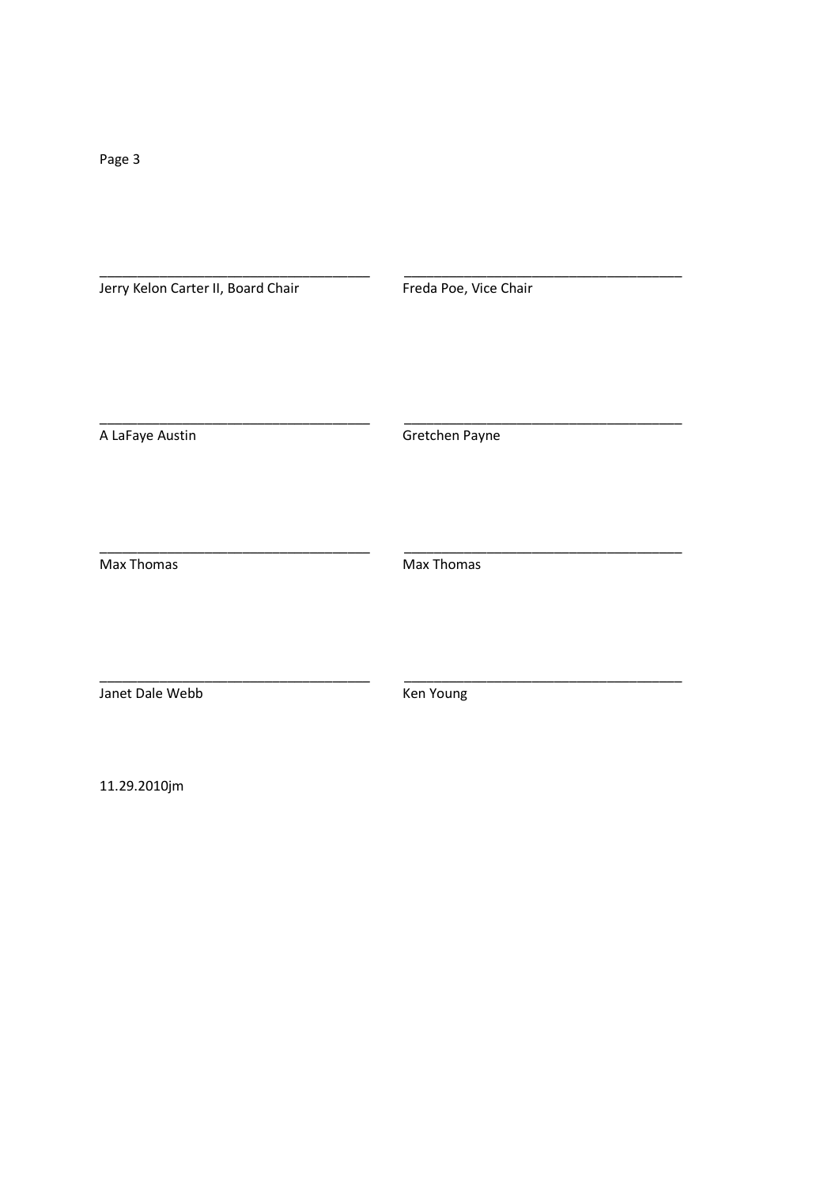| | |
|---|---|
| ____________________________________ | ____________________________________ |
| Jerry Kelon Carter II, Board Chair | Freda Poe, Vice Chair |
| ____________________________________ | ____________________________________ |
| A LaFaye Austin | Gretchen Payne |
| ____________________________________ | ____________________________________ |
| Max Thomas | Max Thomas |
| ____________________________________ | ____________________________________ |
| Janet Dale Webb | Ken Young |

11.29.2010jm